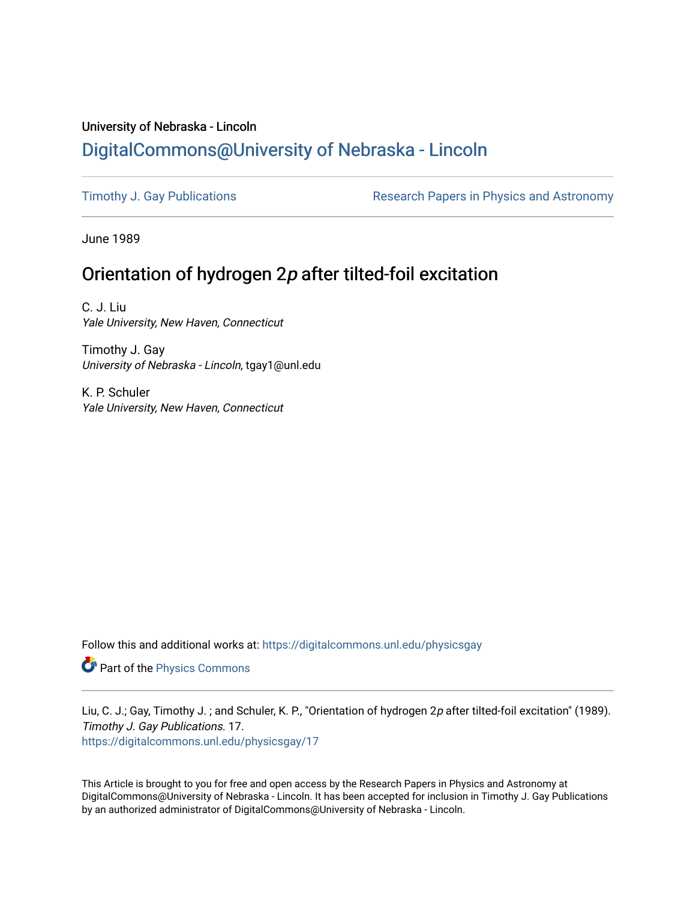University of Nebraska - Lincoln

[DigitalCommons@University of Nebraska - Lincoln](https://digitalcommons.unl.edu)

[Timothy J. Gay Publications](https://digitalcommons.unl.edu/physicsgay) | [Research Papers in Physics and Astronomy](https://digitalcommons.unl.edu/physicsresearch)

June 1989

# Orientation of hydrogen 2*p* after tilted-foil excitation

C. J. Liu
*Yale University, New Haven, Connecticut*

Timothy J. Gay
*University of Nebraska - Lincoln*, tgay1@unl.edu

K. P. Schuler
*Yale University, New Haven, Connecticut*

Follow this and additional works at: https://digitalcommons.unl.edu/physicsgay

Part of the Physics Commons

Liu, C. J.; Gay, Timothy J. ; and Schuler, K. P., "Orientation of hydrogen 2*p* after tilted-foil excitation" (1989). *Timothy J. Gay Publications*. 17.
https://digitalcommons.unl.edu/physicsgay/17

This Article is brought to you for free and open access by the Research Papers in Physics and Astronomy at DigitalCommons@University of Nebraska - Lincoln. It has been accepted for inclusion in Timothy J. Gay Publications by an authorized administrator of DigitalCommons@University of Nebraska - Lincoln.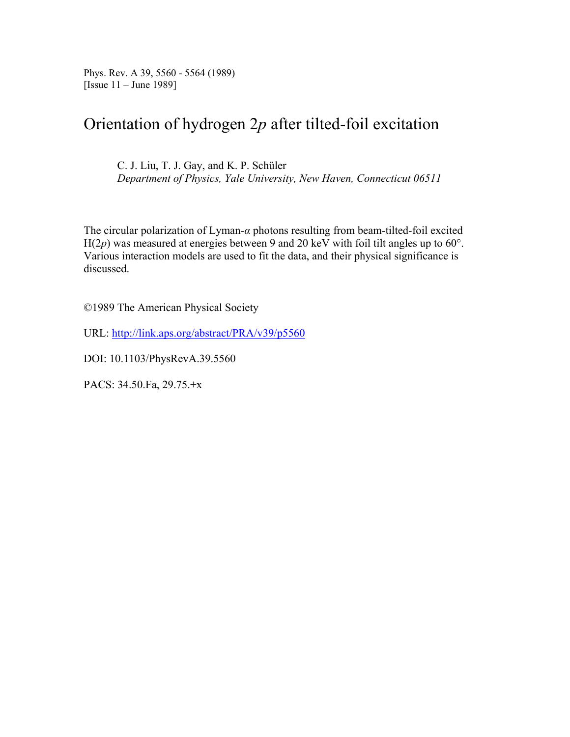Phys. Rev. A 39, 5560 - 5564 (1989)
[Issue 11 – June 1989]

# Orientation of hydrogen 2*p* after tilted-foil excitation

C. J. Liu, T. J. Gay, and K. P. Schüler
*Department of Physics, Yale University, New Haven, Connecticut 06511*

The circular polarization of Lyman-*α* photons resulting from beam-tilted-foil excited H(2*p*) was measured at energies between 9 and 20 keV with foil tilt angles up to 60°. Various interaction models are used to fit the data, and their physical significance is discussed.

©1989 The American Physical Society

URL: http://link.aps.org/abstract/PRA/v39/p5560

DOI: 10.1103/PhysRevA.39.5560

PACS: 34.50.Fa, 29.75.+x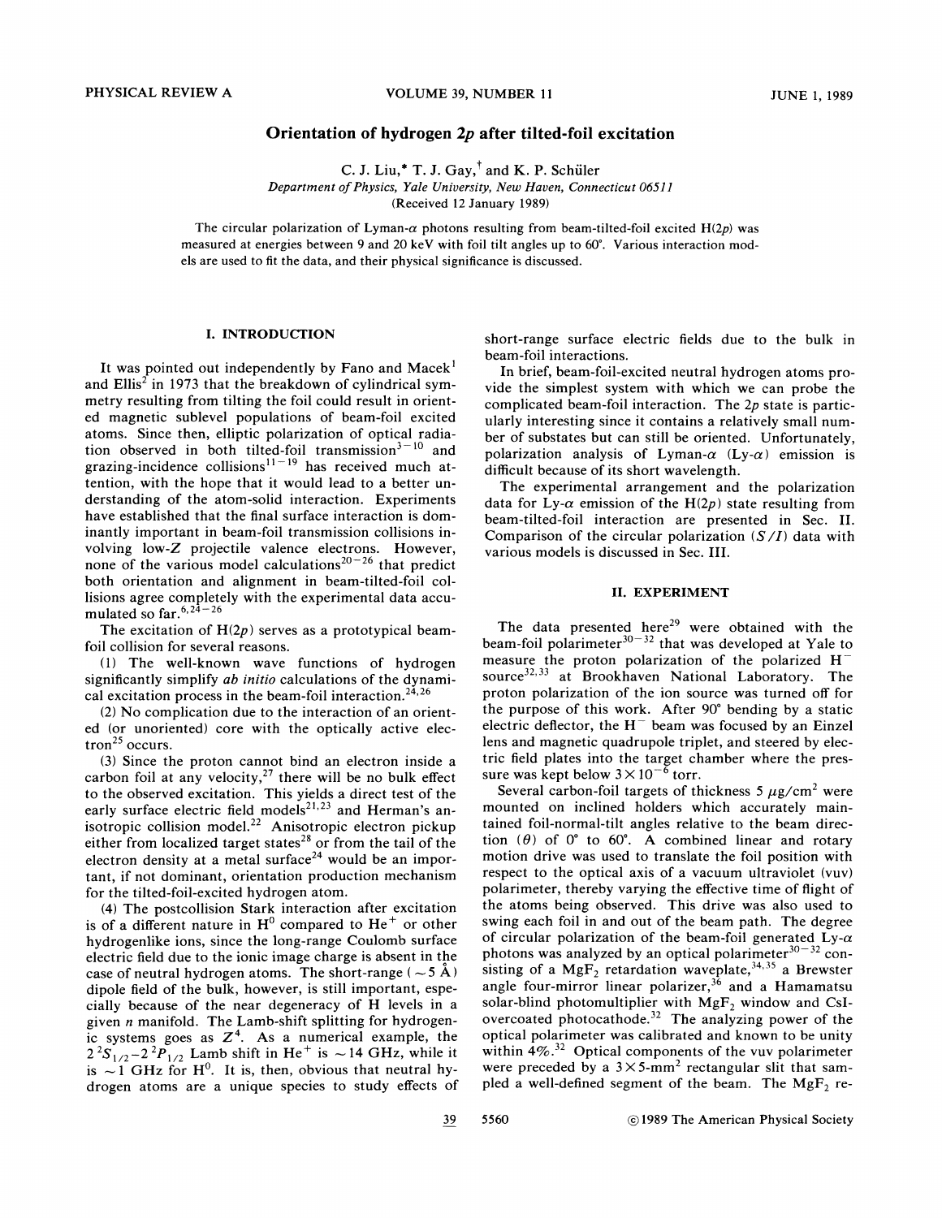# Orientation of hydrogen 2p after tilted-foil excitation

C. J. Liu,* T. J. Gay,† and K. P. Schüler

*Department of Physics, Yale University, New Haven, Connecticut 06511*

(Received 12 January 1989)

The circular polarization of Lyman-α photons resulting from beam-tilted-foil excited H(2p) was measured at energies between 9 and 20 keV with foil tilt angles up to 60°. Various interaction models are used to fit the data, and their physical significance is discussed.

## I. INTRODUCTION

It was pointed out independently by Fano and Macek[1] and Ellis[2] in 1973 that the breakdown of cylindrical symmetry resulting from tilting the foil could result in oriented magnetic sublevel populations of beam-foil excited atoms. Since then, elliptic polarization of optical radiation observed in both tilted-foil transmission[3-10] and grazing-incidence collisions[11-19] has received much attention, with the hope that it would lead to a better understanding of the atom-solid interaction. Experiments have established that the final surface interaction is dominantly important in beam-foil transmission collisions involving low-Z projectile valence electrons. However, none of the various model calculations[20-26] that predict both orientation and alignment in beam-tilted-foil collisions agree completely with the experimental data accumulated so far.[6,24-26]

The excitation of H(2p) serves as a prototypical beam-foil collision for several reasons.

(1) The well-known wave functions of hydrogen significantly simplify *ab initio* calculations of the dynamical excitation process in the beam-foil interaction.[24,26]

(2) No complication due to the interaction of an oriented (or unoriented) core with the optically active electron[25] occurs.

(3) Since the proton cannot bind an electron inside a carbon foil at any velocity,[27] there will be no bulk effect to the observed excitation. This yields a direct test of the early surface electric field models[21,23] and Herman's anisotropic collision model.[22] Anisotropic electron pickup either from localized target states[28] or from the tail of the electron density at a metal surface[24] would be an important, if not dominant, orientation production mechanism for the tilted-foil-excited hydrogen atom.

(4) The postcollision Stark interaction after excitation is of a different nature in $H^0$ compared to $He^+$ or other hydrogenlike ions, since the long-range Coulomb surface electric field due to the ionic image charge is absent in the case of neutral hydrogen atoms. The short-range ($\sim 5$ Å) dipole field of the bulk, however, is still important, especially because of the near degeneracy of H levels in a given $n$ manifold. The Lamb-shift splitting for hydrogenic systems goes as $Z^4$. As a numerical example, the $2\,^2S_{1/2}$–$2\,^2P_{1/2}$ Lamb shift in $He^+$ is $\sim 14$ GHz, while it is $\sim 1$ GHz for $H^0$. It is, then, obvious that neutral hydrogen atoms are a unique species to study effects of short-range surface electric fields due to the bulk in beam-foil interactions.

In brief, beam-foil-excited neutral hydrogen atoms provide the simplest system with which we can probe the complicated beam-foil interaction. The $2p$ state is particularly interesting since it contains a relatively small number of substates but can still be oriented. Unfortunately, polarization analysis of Lyman-α (Ly-α) emission is difficult because of its short wavelength.

The experimental arrangement and the polarization data for Ly-α emission of the H(2p) state resulting from beam-tilted-foil interaction are presented in Sec. II. Comparison of the circular polarization ($S/I$) data with various models is discussed in Sec. III.

## II. EXPERIMENT

The data presented here[29] were obtained with the beam-foil polarimeter[30-32] that was developed at Yale to measure the proton polarization of the polarized $H^-$ source[32,33] at Brookhaven National Laboratory. The proton polarization of the ion source was turned off for the purpose of this work. After 90° bending by a static electric deflector, the $H^-$ beam was focused by an Einzel lens and magnetic quadrupole triplet, and steered by electric field plates into the target chamber where the pressure was kept below $3\times10^{-6}$ torr.

Several carbon-foil targets of thickness 5 $\mu$g/cm$^2$ were mounted on inclined holders which accurately maintained foil-normal-tilt angles relative to the beam direction ($\theta$) of 0° to 60°. A combined linear and rotary motion drive was used to translate the foil position with respect to the optical axis of a vacuum ultraviolet (vuv) polarimeter, thereby varying the effective time of flight of the atoms being observed. This drive was also used to swing each foil in and out of the beam path. The degree of circular polarization of the beam-foil generated Ly-α photons was analyzed by an optical polarimeter[30-32] consisting of a $MgF_2$ retardation waveplate,[34,35] a Brewster angle four-mirror linear polarizer,[36] and a Hamamatsu solar-blind photomultiplier with $MgF_2$ window and CsI-overcoated photocathode.[32] The analyzing power of the optical polarimeter was calibrated and known to be unity within 4%.[32] Optical components of the vuv polarimeter were preceded by a $3\times5$-mm$^2$ rectangular slit that sampled a well-defined segment of the beam. The $MgF_2$ re-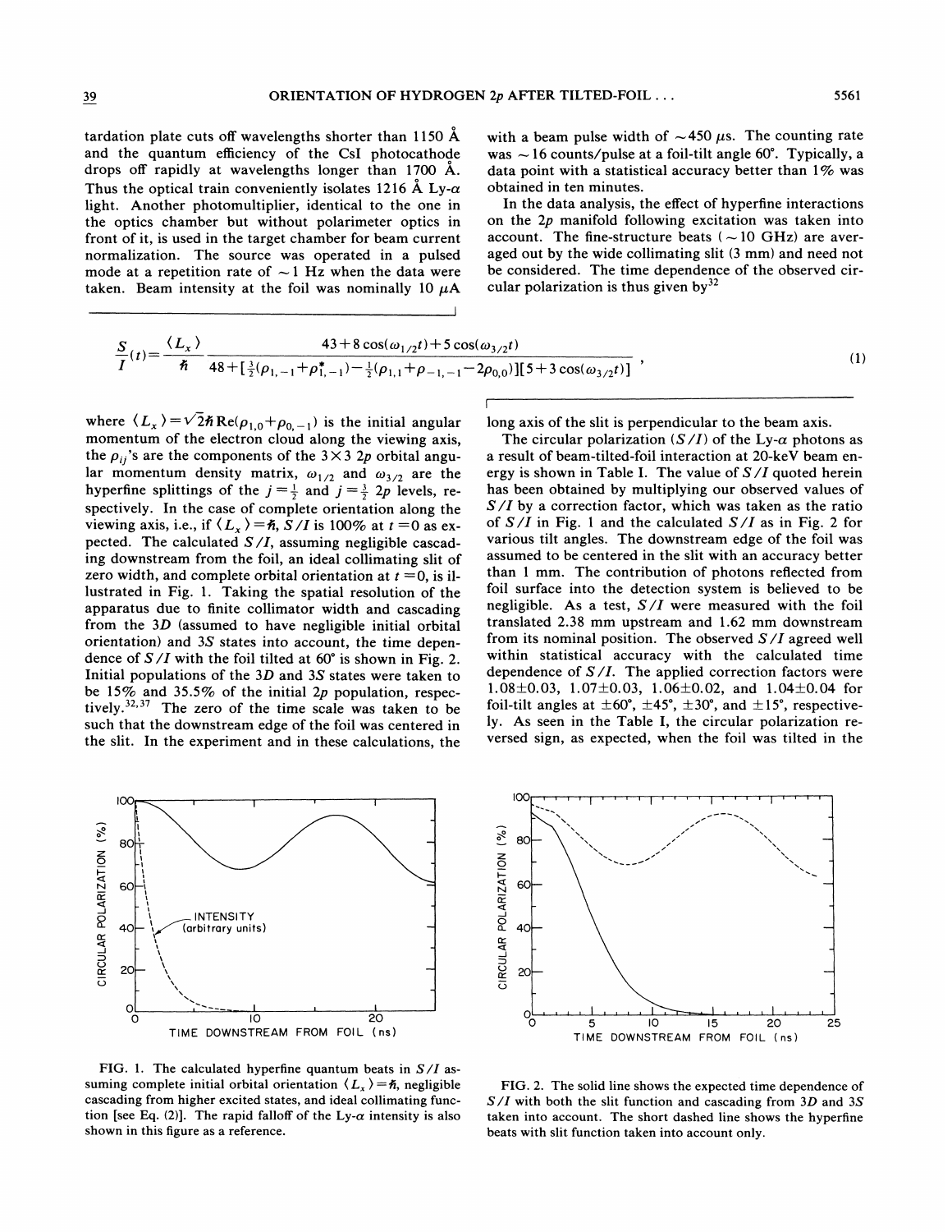tardation plate cuts off wavelengths shorter than 1150 Å and the quantum efficiency of the CsI photocathode drops off rapidly at wavelengths longer than 1700 Å. Thus the optical train conveniently isolates 1216 Å Ly-$\alpha$ light. Another photomultiplier, identical to the one in the optics chamber but without polarimeter optics in front of it, is used in the target chamber for beam current normalization. The source was operated in a pulsed mode at a repetition rate of $\sim$1 Hz when the data were taken. Beam intensity at the foil was nominally 10 $\mu$A with a beam pulse width of $\sim$450 $\mu$s. The counting rate was $\sim$16 counts/pulse at a foil-tilt angle 60°. Typically, a data point with a statistical accuracy better than 1% was obtained in ten minutes.

In the data analysis, the effect of hyperfine interactions on the 2$p$ manifold following excitation was taken into account. The fine-structure beats ($\sim$10 GHz) are averaged out by the wide collimating slit (3 mm) and need not be considered. The time dependence of the observed circular polarization is thus given by[32]

$$\frac{S}{I}(t)=\frac{\langle L_x \rangle}{\hbar}\frac{43+8\cos(\omega_{1/2}t)+5\cos(\omega_{3/2}t)}{48+[\frac{3}{2}(\rho_{1,-1}+\rho^*_{1,-1})-\frac{1}{2}(\rho_{1,1}+\rho_{-1,-1}-2\rho_{0,0})][5+3\cos(\omega_{3/2}t)]}, \tag{1}$$

where $\langle L_x \rangle = \sqrt{2}\hbar\,\mathrm{Re}(\rho_{1,0}+\rho_{0,-1})$ is the initial angular momentum of the electron cloud along the viewing axis, the $\rho_{ij}$'s are the components of the $3\times 3$ 2$p$ orbital angular momentum density matrix, $\omega_{1/2}$ and $\omega_{3/2}$ are the hyperfine splittings of the $j=\frac{1}{2}$ and $j=\frac{3}{2}$ 2$p$ levels, respectively. In the case of complete orientation along the viewing axis, i.e., if $\langle L_x \rangle = \hbar$, $S/I$ is 100% at $t=0$ as expected. The calculated $S/I$, assuming negligible cascading downstream from the foil, an ideal collimating slit of zero width, and complete orbital orientation at $t=0$, is illustrated in Fig. 1. Taking the spatial resolution of the apparatus due to finite collimator width and cascading from the 3$D$ (assumed to have negligible initial orbital orientation) and 3$S$ states into account, the time dependence of $S/I$ with the foil tilted at 60° is shown in Fig. 2. Initial populations of the 3$D$ and 3$S$ states were taken to be 15% and 35.5% of the initial 2$p$ population, respectively.[32,37] The zero of the time scale was taken to be such that the downstream edge of the foil was centered in the slit. In the experiment and in these calculations, the long axis of the slit is perpendicular to the beam axis.

The circular polarization ($S/I$) of the Ly-$\alpha$ photons as a result of beam-tilted-foil interaction at 20-keV beam energy is shown in Table I. The value of $S/I$ quoted herein has been obtained by multiplying our observed values of $S/I$ by a correction factor, which was taken as the ratio of $S/I$ in Fig. 1 and the calculated $S/I$ as in Fig. 2 for various tilt angles. The downstream edge of the foil was assumed to be centered in the slit with an accuracy better than 1 mm. The contribution of photons reflected from foil surface into the detection system is believed to be negligible. As a test, $S/I$ were measured with the foil translated 2.38 mm upstream and 1.62 mm downstream from its nominal position. The observed $S/I$ agreed well within statistical accuracy with the calculated time dependence of $S/I$. The applied correction factors were 1.08±0.03, 1.07±0.03, 1.06±0.02, and 1.04±0.04 for foil-tilt angles at ±60°, ±45°, ±30°, and ±15°, respectively. As seen in the Table I, the circular polarization reversed sign, as expected, when the foil was tilted in the

FIG. 1. The calculated hyperfine quantum beats in $S/I$ assuming complete initial orbital orientation $\langle L_x \rangle = \hbar$, negligible cascading from higher excited states, and ideal collimating function [see Eq. (2)]. The rapid falloff of the Ly-$\alpha$ intensity is also shown in this figure as a reference.

FIG. 2. The solid line shows the expected time dependence of $S/I$ with both the slit function and cascading from 3$D$ and 3$S$ taken into account. The short dashed line shows the hyperfine beats with slit function taken into account only.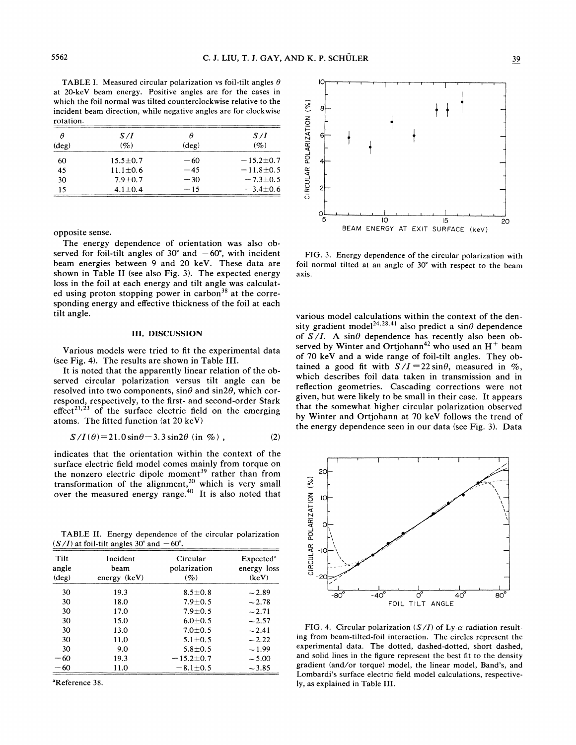TABLE I. Measured circular polarization vs foil-tilt angles $\theta$ at 20-keV beam energy. Positive angles are for the cases in which the foil normal was tilted counterclockwise relative to the incident beam direction, while negative angles are for clockwise rotation.

| $\theta$ (deg) | $S/I$ (%) | $\theta$ (deg) | $S/I$ (%) |
|---|---|---|---|
| 60 | $15.5 \pm 0.7$ | $-60$ | $-15.2 \pm 0.7$ |
| 45 | $11.1 \pm 0.6$ | $-45$ | $-11.8 \pm 0.5$ |
| 30 | $7.9 \pm 0.7$ | $-30$ | $-7.3 \pm 0.5$ |
| 15 | $4.1 \pm 0.4$ | $-15$ | $-3.4 \pm 0.6$ |

opposite sense.

The energy dependence of orientation was also observed for foil-tilt angles of 30° and $-60°$, with incident beam energies between 9 and 20 keV. These data are shown in Table II (see also Fig. 3). The expected energy loss in the foil at each energy and tilt angle was calculated using proton stopping power in carbon[38] at the corresponding energy and effective thickness of the foil at each tilt angle.

## III. DISCUSSION

Various models were tried to fit the experimental data (see Fig. 4). The results are shown in Table III.

It is noted that the apparently linear relation of the observed circular polarization versus tilt angle can be resolved into two components, $\sin\theta$ and $\sin 2\theta$, which correspond, respectively, to the first- and second-order Stark effect[21,23] of the surface electric field on the emerging atoms. The fitted function (at 20 keV)

$$S/I(\theta) = 21.0 \sin\theta - 3.3 \sin 2\theta \text{ (in \%)} , \tag{2}$$

indicates that the orientation within the context of the surface electric field model comes mainly from torque on the nonzero electric dipole moment[39] rather than from transformation of the alignment,[20] which is very small over the measured energy range.[40] It is also noted that various model calculations within the context of the density gradient model[24,28,41] also predict a $\sin\theta$ dependence of $S/I$. A $\sin\theta$ dependence has recently also been observed by Winter and Ortjohann[42] who used an $H^+$ beam of 70 keV and a wide range of foil-tilt angles. They obtained a good fit with $S/I = 22 \sin\theta$, measured in %, which describes foil data taken in transmission and in reflection geometries. Cascading corrections were not given, but were likely to be small in their case. It appears that the somewhat higher circular polarization observed by Winter and Ortjohann at 70 keV follows the trend of the energy dependence seen in our data (see Fig. 3). Data

TABLE II. Energy dependence of the circular polarization ($S/I$) at foil-tilt angles 30° and $-60°$.

| Tilt angle (deg) | Incident beam energy (keV) | Circular polarization (%) | Expected[a] energy loss (keV) |
|---|---|---|---|
| 30 | 19.3 | $8.5 \pm 0.8$ | $\sim 2.89$ |
| 30 | 18.0 | $7.9 \pm 0.5$ | $\sim 2.78$ |
| 30 | 17.0 | $7.9 \pm 0.5$ | $\sim 2.71$ |
| 30 | 15.0 | $6.0 \pm 0.5$ | $\sim 2.57$ |
| 30 | 13.0 | $7.0 \pm 0.5$ | $\sim 2.41$ |
| 30 | 11.0 | $5.1 \pm 0.5$ | $\sim 2.22$ |
| 30 | 9.0 | $5.8 \pm 0.5$ | $\sim 1.99$ |
| $-60$ | 19.3 | $-15.2 \pm 0.7$ | $\sim 5.00$ |
| $-60$ | 11.0 | $-8.1 \pm 0.5$ | $\sim 3.85$ |

[a]Reference 38.

FIG. 3. Energy dependence of the circular polarization with foil normal tilted at an angle of 30° with respect to the beam axis.

FIG. 4. Circular polarization ($S/I$) of Ly-$\alpha$ radiation resulting from beam-tilted-foil interaction. The circles represent the experimental data. The dotted, dashed-dotted, short dashed, and solid lines in the figure represent the best fit to the density gradient (and/or torque) model, the linear model, Band's, and Lombardi's surface electric field model calculations, respectively, as explained in Table III.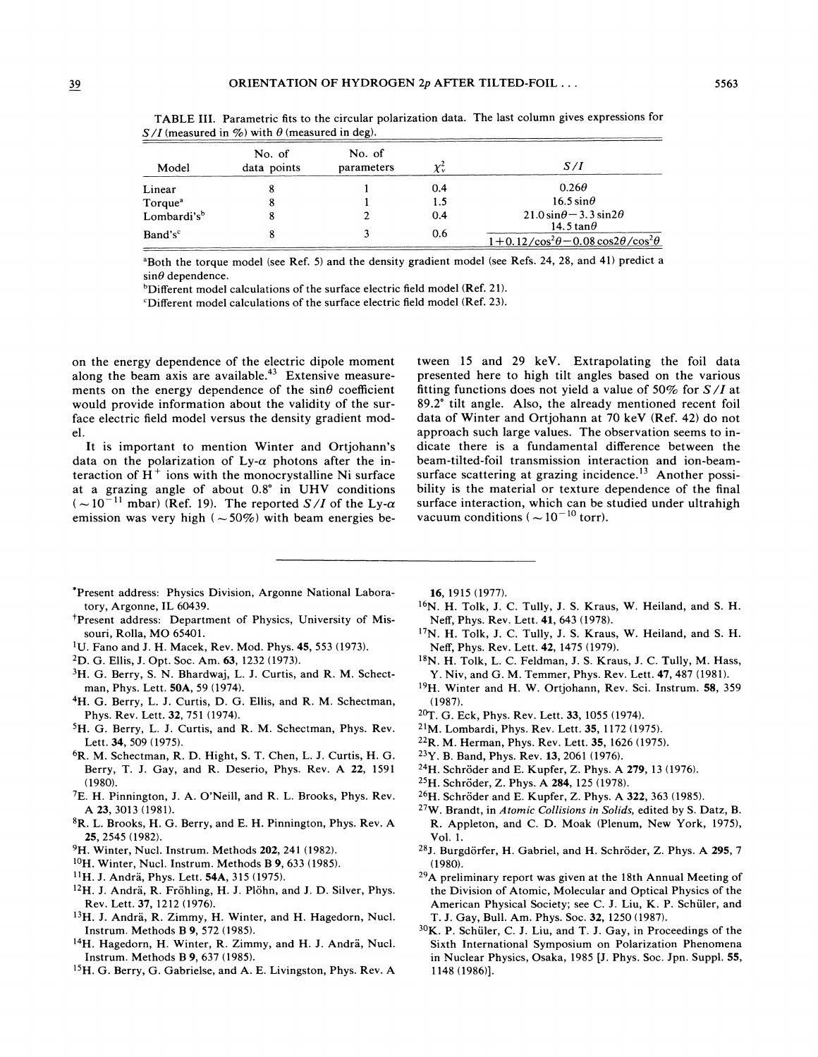TABLE III. Parametric fits to the circular polarization data. The last column gives expressions for $S/I$ (measured in %) with $\theta$ (measured in deg).

| Model | No. of data points | No. of parameters | $\chi^2_\nu$ | $S/I$ |
|---|---|---|---|---|
| Linear | 8 | 1 | 0.4 | $0.26\theta$ |
| Torque[a] | 8 | 1 | 1.5 | $16.5\sin\theta$ |
| Lombardi's[b] | 8 | 2 | 0.4 | $21.0\sin\theta - 3.3\sin2\theta$ |
| Band's[c] | 8 | 3 | 0.6 | $\frac{14.5\tan\theta}{1+0.12/\cos^2\theta - 0.08\cos2\theta/\cos^2\theta}$ |

[a]Both the torque model (see Ref. 5) and the density gradient model (see Refs. 24, 28, and 41) predict a $\sin\theta$ dependence.

[b]Different model calculations of the surface electric field model (Ref. 21).

[c]Different model calculations of the surface electric field model (Ref. 23).

on the energy dependence of the electric dipole moment along the beam axis are available.[43] Extensive measurements on the energy dependence of the $\sin\theta$ coefficient would provide information about the validity of the surface electric field model versus the density gradient model.

It is important to mention Winter and Ortjohann's data on the polarization of Ly-$\alpha$ photons after the interaction of $H^+$ ions with the monocrystalline Ni surface at a grazing angle of about 0.8° in UHV conditions ($\sim 10^{-11}$ mbar) (Ref. 19). The reported $S/I$ of the Ly-$\alpha$ emission was very high ($\sim 50\%$) with beam energies between 15 and 29 keV. Extrapolating the foil data presented here to high tilt angles based on the various fitting functions does not yield a value of 50% for $S/I$ at 89.2° tilt angle. Also, the already mentioned recent foil data of Winter and Ortjohann at 70 keV (Ref. 42) do not approach such large values. The observation seems to indicate there is a fundamental difference between the beam-tilted-foil transmission interaction and ion-beam-surface scattering at grazing incidence.[13] Another possibility is the material or texture dependence of the final surface interaction, which can be studied under ultrahigh vacuum conditions ($\sim 10^{-10}$ torr).

---

*Present address: Physics Division, Argonne National Laboratory, Argonne, IL 60439.

†Present address: Department of Physics, University of Missouri, Rolla, MO 65401.

[1]U. Fano and J. H. Macek, Rev. Mod. Phys. **45**, 553 (1973).

[2]D. G. Ellis, J. Opt. Soc. Am. **63**, 1232 (1973).

[3]H. G. Berry, S. N. Bhardwaj, L. J. Curtis, and R. M. Schectman, Phys. Lett. **50A**, 59 (1974).

[4]H. G. Berry, L. J. Curtis, D. G. Ellis, and R. M. Schectman, Phys. Rev. Lett. **32**, 751 (1974).

[5]H. G. Berry, L. J. Curtis, and R. M. Schectman, Phys. Rev. Lett. **34**, 509 (1975).

[6]R. M. Schectman, R. D. Hight, S. T. Chen, L. J. Curtis, H. G. Berry, T. J. Gay, and R. Deserio, Phys. Rev. A **22**, 1591 (1980).

[7]E. H. Pinnington, J. A. O'Neill, and R. L. Brooks, Phys. Rev. A **23**, 3013 (1981).

[8]R. L. Brooks, H. G. Berry, and E. H. Pinnington, Phys. Rev. A **25**, 2545 (1982).

[9]H. Winter, Nucl. Instrum. Methods **202**, 241 (1982).

[10]H. Winter, Nucl. Instrum. Methods B **9**, 633 (1985).

[11]H. J. Andrä, Phys. Lett. **54A**, 315 (1975).

[12]H. J. Andrä, R. Fröhling, H. J. Plöhn, and J. D. Silver, Phys. Rev. Lett. **37**, 1212 (1976).

[13]H. J. Andrä, R. Zimmy, H. Winter, and H. Hagedorn, Nucl. Instrum. Methods B **9**, 572 (1985).

[14]H. Hagedorn, H. Winter, R. Zimmy, and H. J. Andrä, Nucl. Instrum. Methods B **9**, 637 (1985).

[15]H. G. Berry, G. Gabrielse, and A. E. Livingston, Phys. Rev. A **16**, 1915 (1977).

[16]N. H. Tolk, J. C. Tully, J. S. Kraus, W. Heiland, and S. H. Neff, Phys. Rev. Lett. **41**, 643 (1978).

[17]N. H. Tolk, J. C. Tully, J. S. Kraus, W. Heiland, and S. H. Neff, Phys. Rev. Lett. **42**, 1475 (1979).

[18]N. H. Tolk, L. C. Feldman, J. S. Kraus, J. C. Tully, M. Hass, Y. Niv, and G. M. Temmer, Phys. Rev. Lett. **47**, 487 (1981).

[19]H. Winter and H. W. Ortjohann, Rev. Sci. Instrum. **58**, 359 (1987).

[20]T. G. Eck, Phys. Rev. Lett. **33**, 1055 (1974).

[21]M. Lombardi, Phys. Rev. Lett. **35**, 1172 (1975).

[22]R. M. Herman, Phys. Rev. Lett. **35**, 1626 (1975).

[23]Y. B. Band, Phys. Rev. **13**, 2061 (1976).

[24]H. Schröder and E. Kupfer, Z. Phys. A **279**, 13 (1976).

[25]H. Schröder, Z. Phys. A **284**, 125 (1978).

[26]H. Schröder and E. Kupfer, Z. Phys. A **322**, 363 (1985).

[27]W. Brandt, in *Atomic Collisions in Solids*, edited by S. Datz, B. R. Appleton, and C. D. Moak (Plenum, New York, 1975), Vol. 1.

[28]J. Burgdörfer, H. Gabriel, and H. Schröder, Z. Phys. A **295**, 7 (1980).

[29]A preliminary report was given at the 18th Annual Meeting of the Division of Atomic, Molecular and Optical Physics of the American Physical Society; see C. J. Liu, K. P. Schüler, and T. J. Gay, Bull. Am. Phys. Soc. **32**, 1250 (1987).

[30]K. P. Schüler, C. J. Liu, and T. J. Gay, in Proceedings of the Sixth International Symposium on Polarization Phenomena in Nuclear Physics, Osaka, 1985 [J. Phys. Soc. Jpn. Suppl. **55**, 1148 (1986)].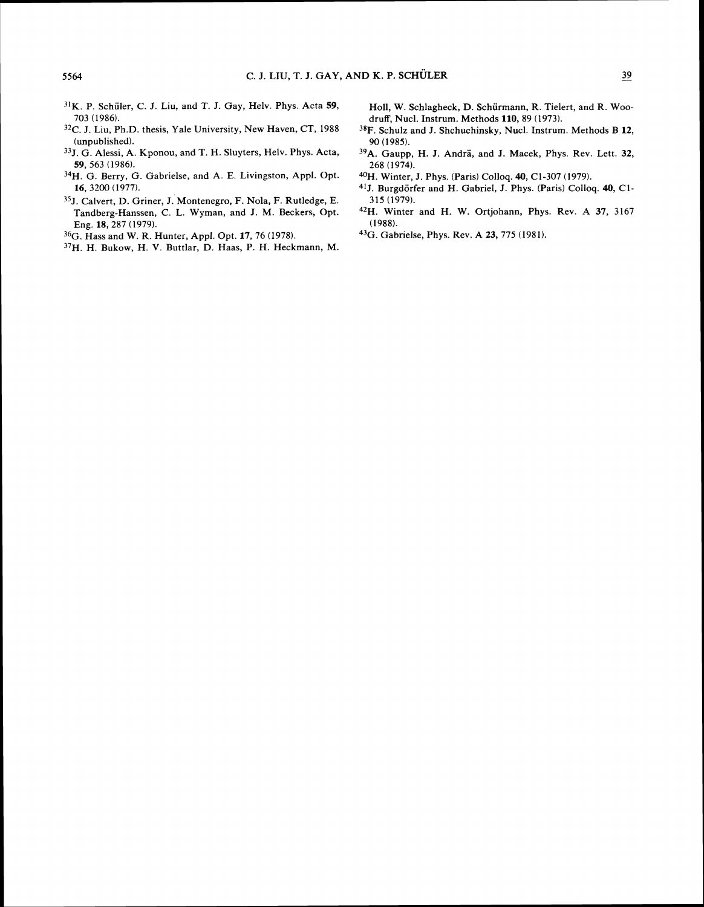[31]K. P. Schüler, C. J. Liu, and T. J. Gay, Helv. Phys. Acta **59**, 703 (1986).

[32]C. J. Liu, Ph.D. thesis, Yale University, New Haven, CT, 1988 (unpublished).

[33]J. G. Alessi, A. Kponou, and T. H. Sluyters, Helv. Phys. Acta, **59**, 563 (1986).

[34]H. G. Berry, G. Gabrielse, and A. E. Livingston, Appl. Opt. **16**, 3200 (1977).

[35]J. Calvert, D. Griner, J. Montenegro, F. Nola, F. Rutledge, E. Tandberg-Hanssen, C. L. Wyman, and J. M. Beckers, Opt. Eng. **18**, 287 (1979).

[36]G. Hass and W. R. Hunter, Appl. Opt. **17**, 76 (1978).

[37]H. H. Bukow, H. V. Buttlar, D. Haas, P. H. Heckmann, M. Holl, W. Schlagheck, D. Schürmann, R. Tielert, and R. Woodruff, Nucl. Instrum. Methods **110**, 89 (1973).

[38]F. Schulz and J. Shchuchinsky, Nucl. Instrum. Methods B **12**, 90 (1985).

[39]A. Gaupp, H. J. Andrä, and J. Macek, Phys. Rev. Lett. **32**, 268 (1974).

[40]H. Winter, J. Phys. (Paris) Colloq. **40**, C1-307 (1979).

[41]J. Burgdörfer and H. Gabriel, J. Phys. (Paris) Colloq. **40**, C1-315 (1979).

[42]H. Winter and H. W. Ortjohann, Phys. Rev. A **37**, 3167 (1988).

[43]G. Gabrielse, Phys. Rev. A **23**, 775 (1981).